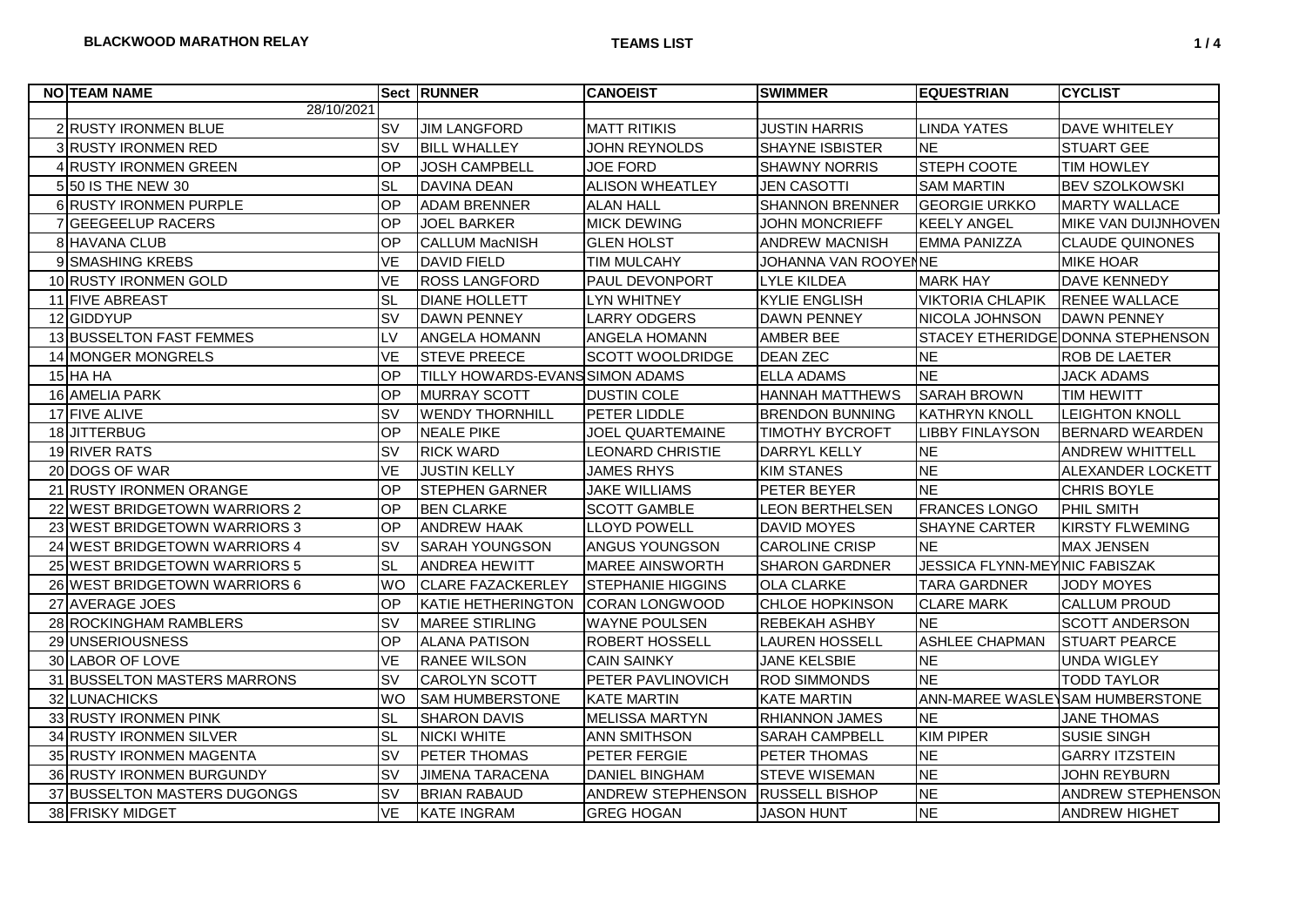**BLACKWOOD MARATHON RELAY**

**TEAMS LIST**

| NO | TEAM NAME | Sect | RUNNER | CANOEIST | SWIMMER | EQUESTRIAN | CYCLIST |
|---|---|---|---|---|---|---|---|
| | 28/10/2021 | | | | | | |
| 2 | RUSTY IRONMEN BLUE | SV | JIM LANGFORD | MATT RITIKIS | JUSTIN HARRIS | LINDA YATES | DAVE WHITELEY |
| 3 | RUSTY IRONMEN RED | SV | BILL WHALLEY | JOHN REYNOLDS | SHAYNE ISBISTER | NE | STUART GEE |
| 4 | RUSTY IRONMEN GREEN | OP | JOSH CAMPBELL | JOE FORD | SHAWNY NORRIS | STEPH COOTE | TIM HOWLEY |
| 5 | 50 IS THE NEW 30 | SL | DAVINA DEAN | ALISON WHEATLEY | JEN CASOTTI | SAM MARTIN | BEV SZOLKOWSKI |
| 6 | RUSTY IRONMEN PURPLE | OP | ADAM BRENNER | ALAN HALL | SHANNON BRENNER | GEORGIE URKKO | MARTY WALLACE |
| 7 | GEEGEELUP RACERS | OP | JOEL BARKER | MICK DEWING | JOHN MONCRIEFF | KEELY ANGEL | MIKE VAN DUIJNHOVEN |
| 8 | HAVANA CLUB | OP | CALLUM MacNISH | GLEN HOLST | ANDREW MACNISH | EMMA PANIZZA | CLAUDE QUINONES |
| 9 | SMASHING KREBS | VE | DAVID FIELD | TIM MULCAHY | JOHANNA VAN ROOYEN | NE | MIKE HOAR |
| 10 | RUSTY IRONMEN GOLD | VE | ROSS LANGFORD | PAUL DEVONPORT | LYLE KILDEA | MARK HAY | DAVE KENNEDY |
| 11 | FIVE ABREAST | SL | DIANE HOLLETT | LYN WHITNEY | KYLIE ENGLISH | VIKTORIA CHLAPIK | RENEE WALLACE |
| 12 | GIDDYUP | SV | DAWN PENNEY | LARRY ODGERS | DAWN PENNEY | NICOLA JOHNSON | DAWN PENNEY |
| 13 | BUSSELTON FAST FEMMES | LV | ANGELA HOMANN | ANGELA HOMANN | AMBER BEE | STACEY ETHERIDGE | DONNA STEPHENSON |
| 14 | MONGER MONGRELS | VE | STEVE PREECE | SCOTT WOOLDRIDGE | DEAN ZEC | NE | ROB DE LAETER |
| 15 | HA HA | OP | TILLY HOWARDS-EVANS | SIMON ADAMS | ELLA ADAMS | NE | JACK ADAMS |
| 16 | AMELIA PARK | OP | MURRAY SCOTT | DUSTIN COLE | HANNAH MATTHEWS | SARAH BROWN | TIM HEWITT |
| 17 | FIVE ALIVE | SV | WENDY THORNHILL | PETER LIDDLE | BRENDON BUNNING | KATHRYN KNOLL | LEIGHTON KNOLL |
| 18 | JITTERBUG | OP | NEALE PIKE | JOEL QUARTEMAINE | TIMOTHY BYCROFT | LIBBY FINLAYSON | BERNARD WEARDEN |
| 19 | RIVER RATS | SV | RICK WARD | LEONARD CHRISTIE | DARRYL KELLY | NE | ANDREW WHITTELL |
| 20 | DOGS OF WAR | VE | JUSTIN KELLY | JAMES RHYS | KIM STANES | NE | ALEXANDER LOCKETT |
| 21 | RUSTY IRONMEN ORANGE | OP | STEPHEN GARNER | JAKE WILLIAMS | PETER BEYER | NE | CHRIS BOYLE |
| 22 | WEST BRIDGETOWN WARRIORS 2 | OP | BEN CLARKE | SCOTT GAMBLE | LEON BERTHELSEN | FRANCES LONGO | PHIL SMITH |
| 23 | WEST BRIDGETOWN WARRIORS 3 | OP | ANDREW HAAK | LLOYD POWELL | DAVID MOYES | SHAYNE CARTER | KIRSTY FLWEMING |
| 24 | WEST BRIDGETOWN WARRIORS 4 | SV | SARAH YOUNGSON | ANGUS YOUNGSON | CAROLINE CRISP | NE | MAX JENSEN |
| 25 | WEST BRIDGETOWN WARRIORS 5 | SL | ANDREA HEWITT | MAREE AINSWORTH | SHARON GARDNER | JESSICA FLYNN-MEY | NIC FABISZAK |
| 26 | WEST BRIDGETOWN WARRIORS 6 | WO | CLARE FAZACKERLEY | STEPHANIE HIGGINS | OLA CLARKE | TARA GARDNER | JODY MOYES |
| 27 | AVERAGE JOES | OP | KATIE HETHERINGTON | CORAN LONGWOOD | CHLOE HOPKINSON | CLARE MARK | CALLUM PROUD |
| 28 | ROCKINGHAM RAMBLERS | SV | MAREE STIRLING | WAYNE POULSEN | REBEKAH ASHBY | NE | SCOTT ANDERSON |
| 29 | UNSERIOUSNESS | OP | ALANA PATISON | ROBERT HOSSELL | LAUREN HOSSELL | ASHLEE CHAPMAN | STUART PEARCE |
| 30 | LABOR OF LOVE | VE | RANEE WILSON | CAIN SAINKY | JANE KELSBIE | NE | UNDA WIGLEY |
| 31 | BUSSELTON MASTERS MARRONS | SV | CAROLYN SCOTT | PETER PAVLINOVICH | ROD SIMMONDS | NE | TODD TAYLOR |
| 32 | LUNACHICKS | WO | SAM HUMBERSTONE | KATE MARTIN | KATE MARTIN | ANN-MAREE WASLEY | SAM HUMBERSTONE |
| 33 | RUSTY IRONMEN PINK | SL | SHARON DAVIS | MELISSA MARTYN | RHIANNON JAMES | NE | JANE THOMAS |
| 34 | RUSTY IRONMEN SILVER | SL | NICKI WHITE | ANN SMITHSON | SARAH CAMPBELL | KIM PIPER | SUSIE SINGH |
| 35 | RUSTY IRONMEN MAGENTA | SV | PETER THOMAS | PETER FERGIE | PETER THOMAS | NE | GARRY ITZSTEIN |
| 36 | RUSTY IRONMEN BURGUNDY | SV | JIMENA TARACENA | DANIEL BINGHAM | STEVE WISEMAN | NE | JOHN REYBURN |
| 37 | BUSSELTON MASTERS DUGONGS | SV | BRIAN RABAUD | ANDREW STEPHENSON | RUSSELL BISHOP | NE | ANDREW STEPHENSON |
| 38 | FRISKY MIDGET | VE | KATE INGRAM | GREG HOGAN | JASON HUNT | NE | ANDREW HIGHET |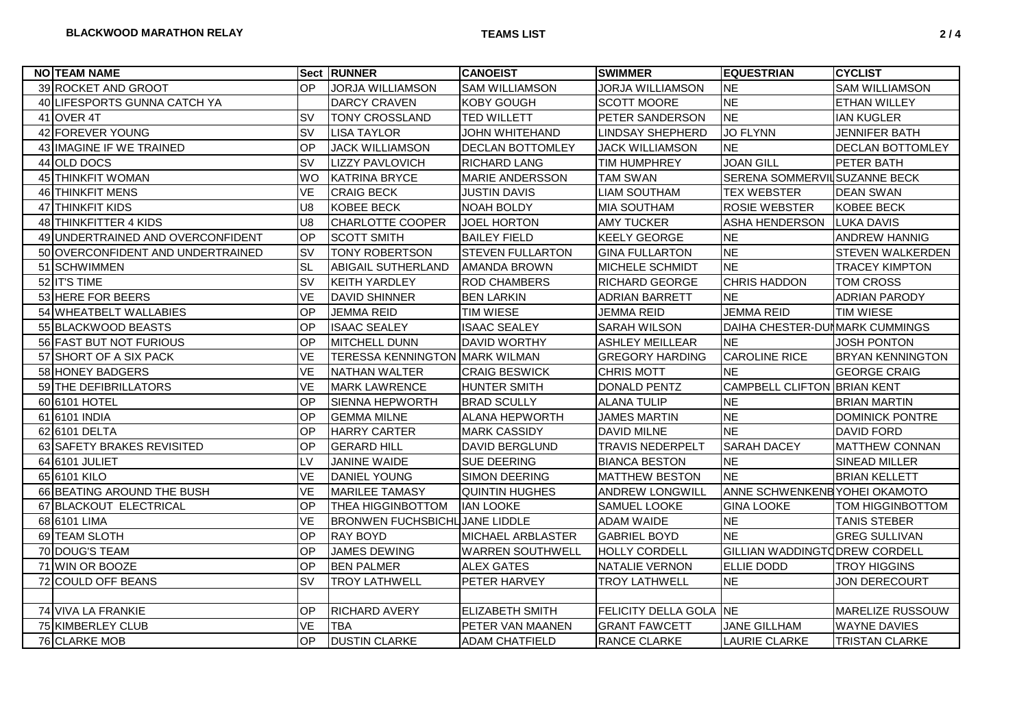**BLACKWOOD MARATHON RELAY**

**TEAMS LIST**

| NO | TEAM NAME | Sect | RUNNER | CANOEIST | SWIMMER | EQUESTRIAN | CYCLIST |
|---|---|---|---|---|---|---|---|
| 39 | ROCKET AND GROOT | OP | JORJA WILLIAMSON | SAM WILLIAMSON | JORJA WILLIAMSON | NE | SAM WILLIAMSON |
| 40 | LIFESPORTS GUNNA CATCH YA | | DARCY CRAVEN | KOBY GOUGH | SCOTT MOORE | NE | ETHAN WILLEY |
| 41 | OVER 4T | SV | TONY CROSSLAND | TED WILLETT | PETER SANDERSON | NE | IAN KUGLER |
| 42 | FOREVER YOUNG | SV | LISA TAYLOR | JOHN WHITEHAND | LINDSAY SHEPHERD | JO FLYNN | JENNIFER BATH |
| 43 | IMAGINE IF WE TRAINED | OP | JACK WILLIAMSON | DECLAN BOTTOMLEY | JACK WILLIAMSON | NE | DECLAN BOTTOMLEY |
| 44 | OLD DOCS | SV | LIZZY PAVLOVICH | RICHARD LANG | TIM HUMPHREY | JOAN GILL | PETER BATH |
| 45 | THINKFIT WOMAN | WO | KATRINA BRYCE | MARIE ANDERSSON | TAM SWAN | SERENA SOMMERVIL | SUZANNE BECK |
| 46 | THINKFIT MENS | VE | CRAIG BECK | JUSTIN DAVIS | LIAM SOUTHAM | TEX WEBSTER | DEAN SWAN |
| 47 | THINKFIT KIDS | U8 | KOBEE BECK | NOAH BOLDY | MIA SOUTHAM | ROSIE WEBSTER | KOBEE BECK |
| 48 | THINKFITTER 4 KIDS | U8 | CHARLOTTE COOPER | JOEL HORTON | AMY TUCKER | ASHA HENDERSON | LUKA DAVIS |
| 49 | UNDERTRAINED AND OVERCONFIDENT | OP | SCOTT SMITH | BAILEY FIELD | KEELY GEORGE | NE | ANDREW HANNIG |
| 50 | OVERCONFIDENT AND UNDERTRAINED | SV | TONY ROBERTSON | STEVEN FULLARTON | GINA FULLARTON | NE | STEVEN WALKERDEN |
| 51 | SCHWIMMEN | SL | ABIGAIL SUTHERLAND | AMANDA BROWN | MICHELE SCHMIDT | NE | TRACEY KIMPTON |
| 52 | IT'S TIME | SV | KEITH YARDLEY | ROD CHAMBERS | RICHARD GEORGE | CHRIS HADDON | TOM CROSS |
| 53 | HERE FOR BEERS | VE | DAVID SHINNER | BEN LARKIN | ADRIAN BARRETT | NE | ADRIAN PARODY |
| 54 | WHEATBELT WALLABIES | OP | JEMMA REID | TIM WIESE | JEMMA REID | JEMMA REID | TIM WIESE |
| 55 | BLACKWOOD BEASTS | OP | ISAAC SEALEY | ISAAC SEALEY | SARAH WILSON | DAIHA CHESTER-DUN | MARK CUMMINGS |
| 56 | FAST BUT NOT FURIOUS | OP | MITCHELL DUNN | DAVID WORTHY | ASHLEY MEILLEAR | NE | JOSH PONTON |
| 57 | SHORT OF A SIX PACK | VE | TERESSA KENNINGTON | MARK WILMAN | GREGORY HARDING | CAROLINE RICE | BRYAN KENNINGTON |
| 58 | HONEY BADGERS | VE | NATHAN WALTER | CRAIG BESWICK | CHRIS MOTT | NE | GEORGE CRAIG |
| 59 | THE DEFIBRILLATORS | VE | MARK LAWRENCE | HUNTER SMITH | DONALD PENTZ | CAMPBELL CLIFTON | BRIAN KENT |
| 60 | 6101 HOTEL | OP | SIENNA HEPWORTH | BRAD SCULLY | ALANA TULIP | NE | BRIAN MARTIN |
| 61 | 6101 INDIA | OP | GEMMA MILNE | ALANA HEPWORTH | JAMES MARTIN | NE | DOMINICK PONTRE |
| 62 | 6101 DELTA | OP | HARRY CARTER | MARK CASSIDY | DAVID MILNE | NE | DAVID FORD |
| 63 | SAFETY BRAKES REVISITED | OP | GERARD HILL | DAVID BERGLUND | TRAVIS NEDERPELT | SARAH DACEY | MATTHEW CONNAN |
| 64 | 6101 JULIET | LV | JANINE WAIDE | SUE DEERING | BIANCA BESTON | NE | SINEAD MILLER |
| 65 | 6101 KILO | VE | DANIEL YOUNG | SIMON DEERING | MATTHEW BESTON | NE | BRIAN KELLETT |
| 66 | BEATING AROUND THE BUSH | VE | MARILEE TAMASY | QUINTIN HUGHES | ANDREW LONGWILL | ANNE SCHWENKENB | YOHEI OKAMOTO |
| 67 | BLACKOUT ELECTRICAL | OP | THEA HIGGINBOTTOM | IAN LOOKE | SAMUEL LOOKE | GINA LOOKE | TOM HIGGINBOTTOM |
| 68 | 6101 LIMA | VE | BRONWEN FUCHSBICHL | JANE LIDDLE | ADAM WAIDE | NE | TANIS STEBER |
| 69 | TEAM SLOTH | OP | RAY BOYD | MICHAEL ARBLASTER | GABRIEL BOYD | NE | GREG SULLIVAN |
| 70 | DOUG'S TEAM | OP | JAMES DEWING | WARREN SOUTHWELL | HOLLY CORDELL | GILLIAN WADDINGTO | DREW CORDELL |
| 71 | WIN OR BOOZE | OP | BEN PALMER | ALEX GATES | NATALIE VERNON | ELLIE DODD | TROY HIGGINS |
| 72 | COULD OFF BEANS | SV | TROY LATHWELL | PETER HARVEY | TROY LATHWELL | NE | JON DERECOURT |
| | | | | | | | |
| 74 | VIVA LA FRANKIE | OP | RICHARD AVERY | ELIZABETH SMITH | FELICITY DELLA GOLA | NE | MARELIZE RUSSOUW |
| 75 | KIMBERLEY CLUB | VE | TBA | PETER VAN MAANEN | GRANT FAWCETT | JANE GILLHAM | WAYNE DAVIES |
| 76 | CLARKE MOB | OP | DUSTIN CLARKE | ADAM CHATFIELD | RANCE CLARKE | LAURIE CLARKE | TRISTAN CLARKE |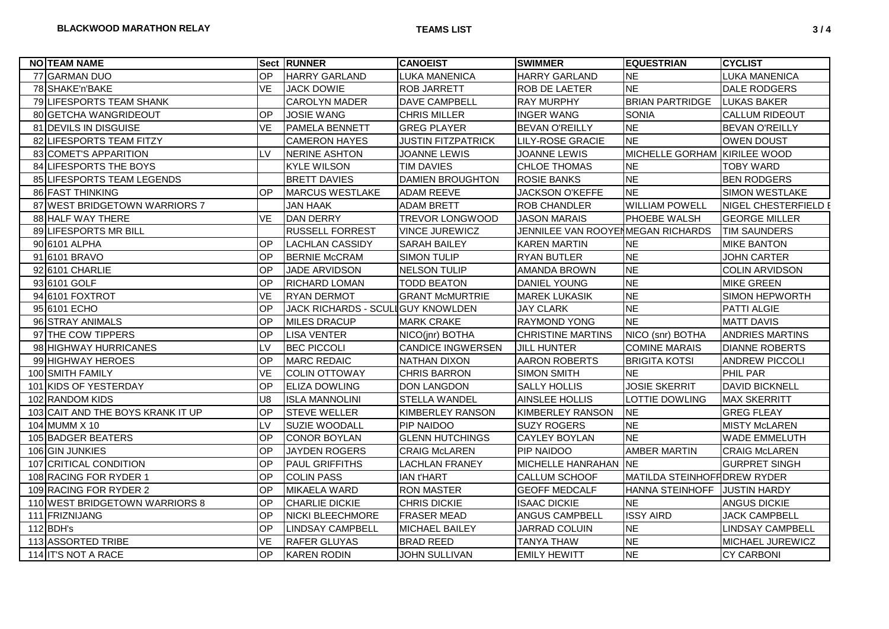**BLACKWOOD MARATHON RELAY** **TEAMS LIST**

| NO | TEAM NAME | Sect | RUNNER | CANOEIST | SWIMMER | EQUESTRIAN | CYCLIST |
|---|---|---|---|---|---|---|---|
| 77 | GARMAN DUO | OP | HARRY GARLAND | LUKA MANENICA | HARRY GARLAND | NE | LUKA MANENICA |
| 78 | SHAKE'n'BAKE | VE | JACK DOWIE | ROB JARRETT | ROB DE LAETER | NE | DALE RODGERS |
| 79 | LIFESPORTS TEAM SHANK | | CAROLYN MADER | DAVE CAMPBELL | RAY MURPHY | BRIAN PARTRIDGE | LUKAS BAKER |
| 80 | GETCHA WANGRIDEOUT | OP | JOSIE WANG | CHRIS MILLER | INGER WANG | SONIA | CALLUM RIDEOUT |
| 81 | DEVILS IN DISGUISE | VE | PAMELA BENNETT | GREG PLAYER | BEVAN O'REILLY | NE | BEVAN O'REILLY |
| 82 | LIFESPORTS TEAM FITZY | | CAMERON HAYES | JUSTIN FITZPATRICK | LILY-ROSE GRACIE | NE | OWEN DOUST |
| 83 | COMET'S APPARITION | LV | NERINE ASHTON | JOANNE LEWIS | JOANNE LEWIS | MICHELLE GORHAM | KIRILEE WOOD |
| 84 | LIFESPORTS THE BOYS | | KYLE WILSON | TIM DAVIES | CHLOE THOMAS | NE | TOBY WARD |
| 85 | LIFESPORTS TEAM LEGENDS | | BRETT DAVIES | DAMIEN BROUGHTON | ROSIE BANKS | NE | BEN RODGERS |
| 86 | FAST THINKING | OP | MARCUS WESTLAKE | ADAM REEVE | JACKSON O'KEFFE | NE | SIMON WESTLAKE |
| 87 | WEST BRIDGETOWN WARRIORS 7 | | JAN HAAK | ADAM BRETT | ROB CHANDLER | WILLIAM POWELL | NIGEL CHESTERFIELD E |
| 88 | HALF WAY THERE | VE | DAN DERRY | TREVOR LONGWOOD | JASON MARAIS | PHOEBE WALSH | GEORGE MILLER |
| 89 | LIFESPORTS MR BILL | | RUSSELL FORREST | VINCE JUREWICZ | JENNILEE VAN ROOYEN | MEGAN RICHARDS | TIM SAUNDERS |
| 90 | 6101 ALPHA | OP | LACHLAN CASSIDY | SARAH BAILEY | KAREN MARTIN | NE | MIKE BANTON |
| 91 | 6101 BRAVO | OP | BERNIE McCRAM | SIMON TULIP | RYAN BUTLER | NE | JOHN CARTER |
| 92 | 6101 CHARLIE | OP | JADE ARVIDSON | NELSON TULIP | AMANDA BROWN | NE | COLIN ARVIDSON |
| 93 | 6101 GOLF | OP | RICHARD LOMAN | TODD BEATON | DANIEL YOUNG | NE | MIKE GREEN |
| 94 | 6101 FOXTROT | VE | RYAN DERMOT | GRANT McMURTRIE | MAREK LUKASIK | NE | SIMON HEPWORTH |
| 95 | 6101 ECHO | OP | JACK RICHARDS - SCULL | GUY KNOWLDEN | JAY CLARK | NE | PATTI ALGIE |
| 96 | STRAY ANIMALS | OP | MILES DRACUP | MARK CRAKE | RAYMOND YONG | NE | MATT DAVIS |
| 97 | THE COW TIPPERS | OP | LISA VENTER | NICO(jnr) BOTHA | CHRISTINE MARTINS | NICO (snr) BOTHA | ANDRIES MARTINS |
| 98 | HIGHWAY HURRICANES | LV | BEC PICCOLI | CANDICE INGWERSEN | JILL HUNTER | COMINE MARAIS | DIANNE ROBERTS |
| 99 | HIGHWAY HEROES | OP | MARC REDAIC | NATHAN DIXON | AARON ROBERTS | BRIGITA KOTSI | ANDREW PICCOLI |
| 100 | SMITH FAMILY | VE | COLIN OTTOWAY | CHRIS BARRON | SIMON SMITH | NE | PHIL PAR |
| 101 | KIDS OF YESTERDAY | OP | ELIZA DOWLING | DON LANGDON | SALLY HOLLIS | JOSIE SKERRIT | DAVID BICKNELL |
| 102 | RANDOM KIDS | U8 | ISLA MANNOLINI | STELLA WANDEL | AINSLEE HOLLIS | LOTTIE DOWLING | MAX SKERRITT |
| 103 | CAIT AND THE BOYS KRANK IT UP | OP | STEVE WELLER | KIMBERLEY RANSON | KIMBERLEY RANSON | NE | GREG FLEAY |
| 104 | MUMM X 10 | LV | SUZIE WOODALL | PIP NAIDOO | SUZY ROGERS | NE | MISTY McLAREN |
| 105 | BADGER BEATERS | OP | CONOR BOYLAN | GLENN HUTCHINGS | CAYLEY BOYLAN | NE | WADE EMMELUTH |
| 106 | GIN JUNKIES | OP | JAYDEN ROGERS | CRAIG McLAREN | PIP NAIDOO | AMBER MARTIN | CRAIG McLAREN |
| 107 | CRITICAL CONDITION | OP | PAUL GRIFFITHS | LACHLAN FRANEY | MICHELLE HANRAHAN | NE | GURPRET SINGH |
| 108 | RACING FOR RYDER 1 | OP | COLIN PASS | IAN t'HART | CALLUM SCHOOF | MATILDA STEINHOFF | DREW RYDER |
| 109 | RACING FOR RYDER 2 | OP | MIKAELA WARD | RON MASTER | GEOFF MEDCALF | HANNA STEINHOFF | JUSTIN HARDY |
| 110 | WEST BRIDGETOWN WARRIORS 8 | OP | CHARLIE DICKIE | CHRIS DICKIE | ISAAC DICKIE | NE | ANGUS DICKIE |
| 111 | FRIZNIJANG | OP | NICKI BLEECHMORE | FRASER MEAD | ANGUS CAMPBELL | ISSY AIRD | JACK CAMPBELL |
| 112 | BDH's | OP | LINDSAY CAMPBELL | MICHAEL BAILEY | JARRAD COLUIN | NE | LINDSAY CAMPBELL |
| 113 | ASSORTED TRIBE | VE | RAFER GLUYAS | BRAD REED | TANYA THAW | NE | MICHAEL JUREWICZ |
| 114 | IT'S NOT A RACE | OP | KAREN RODIN | JOHN SULLIVAN | EMILY HEWITT | NE | CY CARBONI |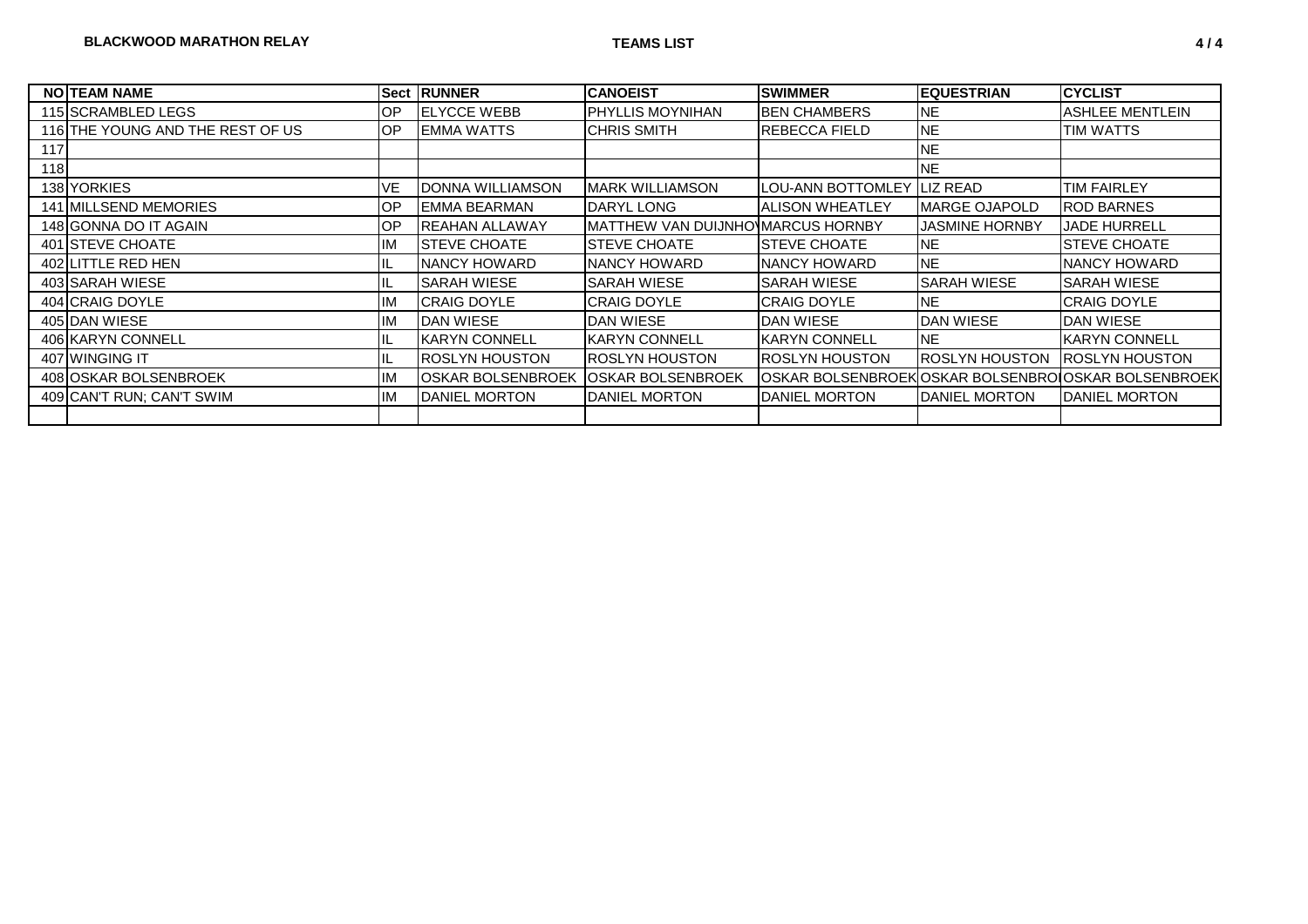**BLACKWOOD MARATHON RELAY**

**TEAMS LIST**

| NO | TEAM NAME | Sect | RUNNER | CANOEIST | SWIMMER | EQUESTRIAN | CYCLIST |
|---|---|---|---|---|---|---|---|
| 115 | SCRAMBLED LEGS | OP | ELYCCE WEBB | PHYLLIS MOYNIHAN | BEN CHAMBERS | NE | ASHLEE MENTLEIN |
| 116 | THE YOUNG AND THE REST OF US | OP | EMMA WATTS | CHRIS SMITH | REBECCA FIELD | NE | TIM WATTS |
| 117 | | | | | | NE | |
| 118 | | | | | | NE | |
| 138 | YORKIES | VE | DONNA WILLIAMSON | MARK WILLIAMSON | LOU-ANN BOTTOMLEY | LIZ READ | TIM FAIRLEY |
| 141 | MILLSEND MEMORIES | OP | EMMA BEARMAN | DARYL LONG | ALISON WHEATLEY | MARGE OJAPOLD | ROD BARNES |
| 148 | GONNA DO IT AGAIN | OP | REAHAN ALLAWAY | MATTHEW VAN DUIJNHO | MARCUS HORNBY | JASMINE HORNBY | JADE HURRELL |
| 401 | STEVE CHOATE | IM | STEVE CHOATE | STEVE CHOATE | STEVE CHOATE | NE | STEVE CHOATE |
| 402 | LITTLE RED HEN | IL | NANCY HOWARD | NANCY HOWARD | NANCY HOWARD | NE | NANCY HOWARD |
| 403 | SARAH WIESE | IL | SARAH WIESE | SARAH WIESE | SARAH WIESE | SARAH WIESE | SARAH WIESE |
| 404 | CRAIG DOYLE | IM | CRAIG DOYLE | CRAIG DOYLE | CRAIG DOYLE | NE | CRAIG DOYLE |
| 405 | DAN WIESE | IM | DAN WIESE | DAN WIESE | DAN WIESE | DAN WIESE | DAN WIESE |
| 406 | KARYN CONNELL | IL | KARYN CONNELL | KARYN CONNELL | KARYN CONNELL | NE | KARYN CONNELL |
| 407 | WINGING IT | IL | ROSLYN HOUSTON | ROSLYN HOUSTON | ROSLYN HOUSTON | ROSLYN HOUSTON | ROSLYN HOUSTON |
| 408 | OSKAR BOLSENBROEK | IM | OSKAR BOLSENBROEK | OSKAR BOLSENBROEK | OSKAR BOLSENBROEK | OSKAR BOLSENBRO | OSKAR BOLSENBROEK |
| 409 | CAN'T RUN; CAN'T SWIM | IM | DANIEL MORTON | DANIEL MORTON | DANIEL MORTON | DANIEL MORTON | DANIEL MORTON |
| | | | | | | | |